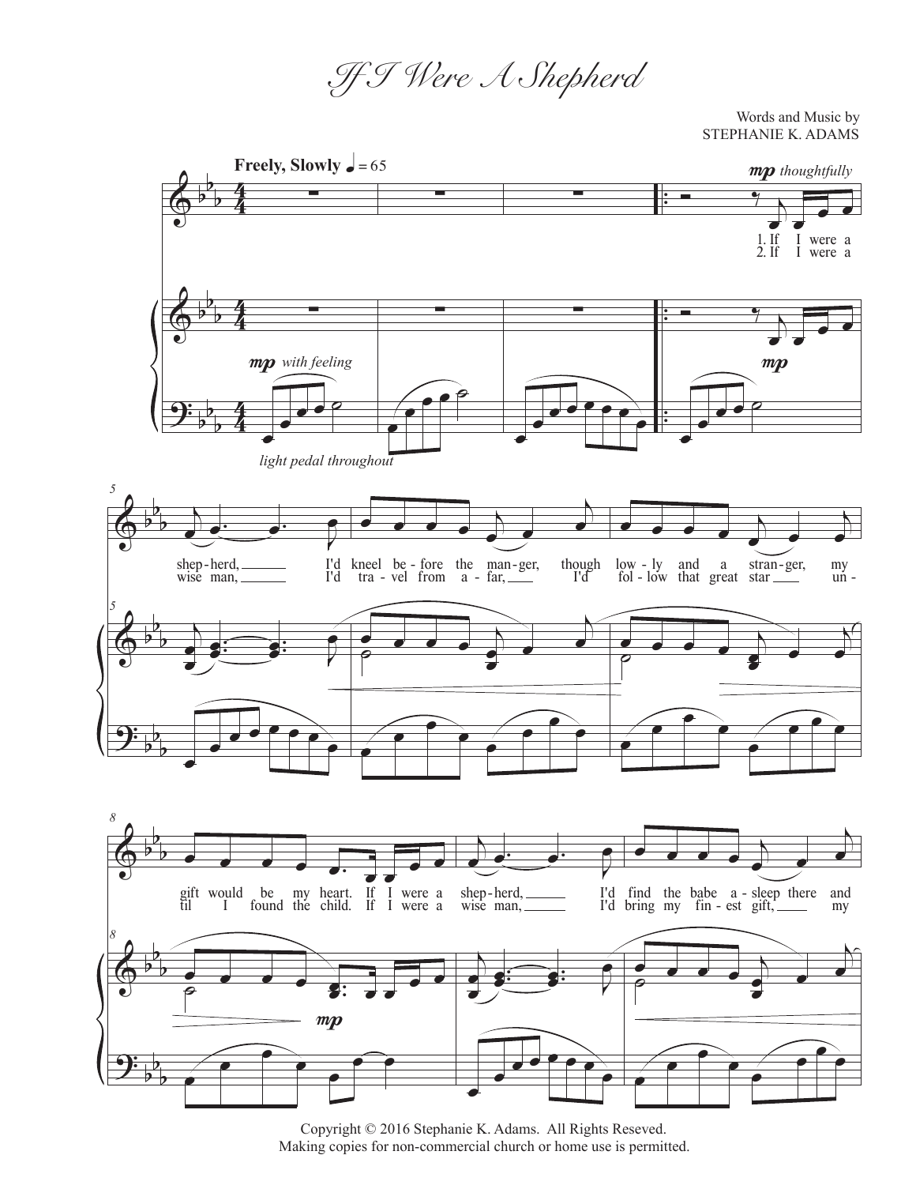# If I Were A Shepherd

Words and Music by
STEPHANIE K. ADAMS

Copyright © 2016 Stephanie K. Adams. All Rights Reseved.
Making copies for non-commercial church or home use is permitted.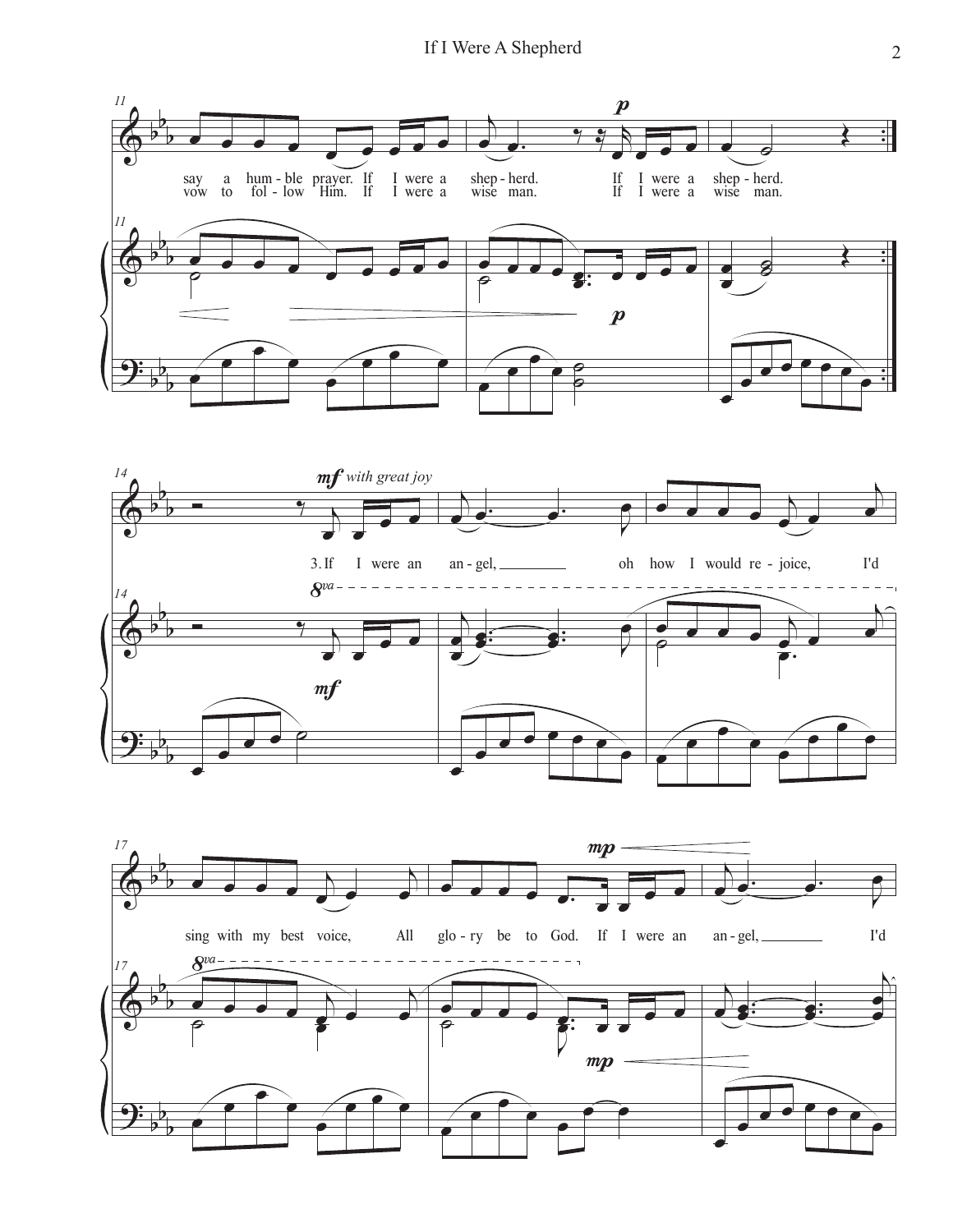say a hum - ble prayer. If I were a shep - herd. If I were a shep - herd.
vow to fol - low Him. If I were a wise man. If I were a wise man.

*mf with great joy*

3. If I were an an - gel, oh how I would re - joice, I'd sing with my best voice, All glo - ry be to God. If I were an an - gel, I'd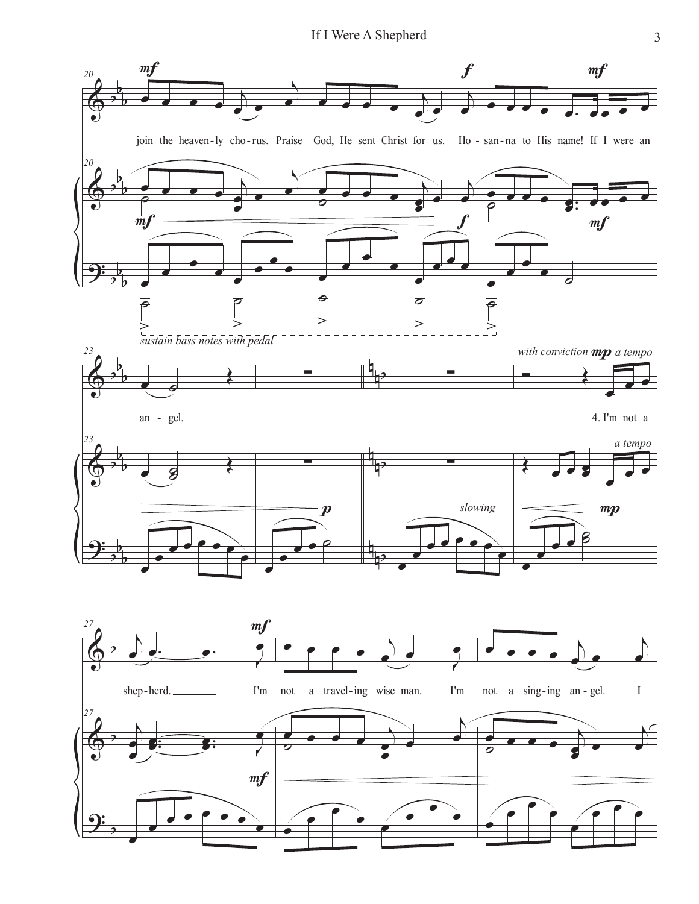join the heaven-ly cho-rus. Praise God, He sent Christ for us. Ho-san-na to His name! If I were an

*sustain bass notes with pedal*

an - gel.

*with conviction* **mp** *a tempo*

4. I'm not a

*a tempo*

*slowing*

shep-herd. I'm not a travel-ing wise man. I'm not a sing-ing an-gel. I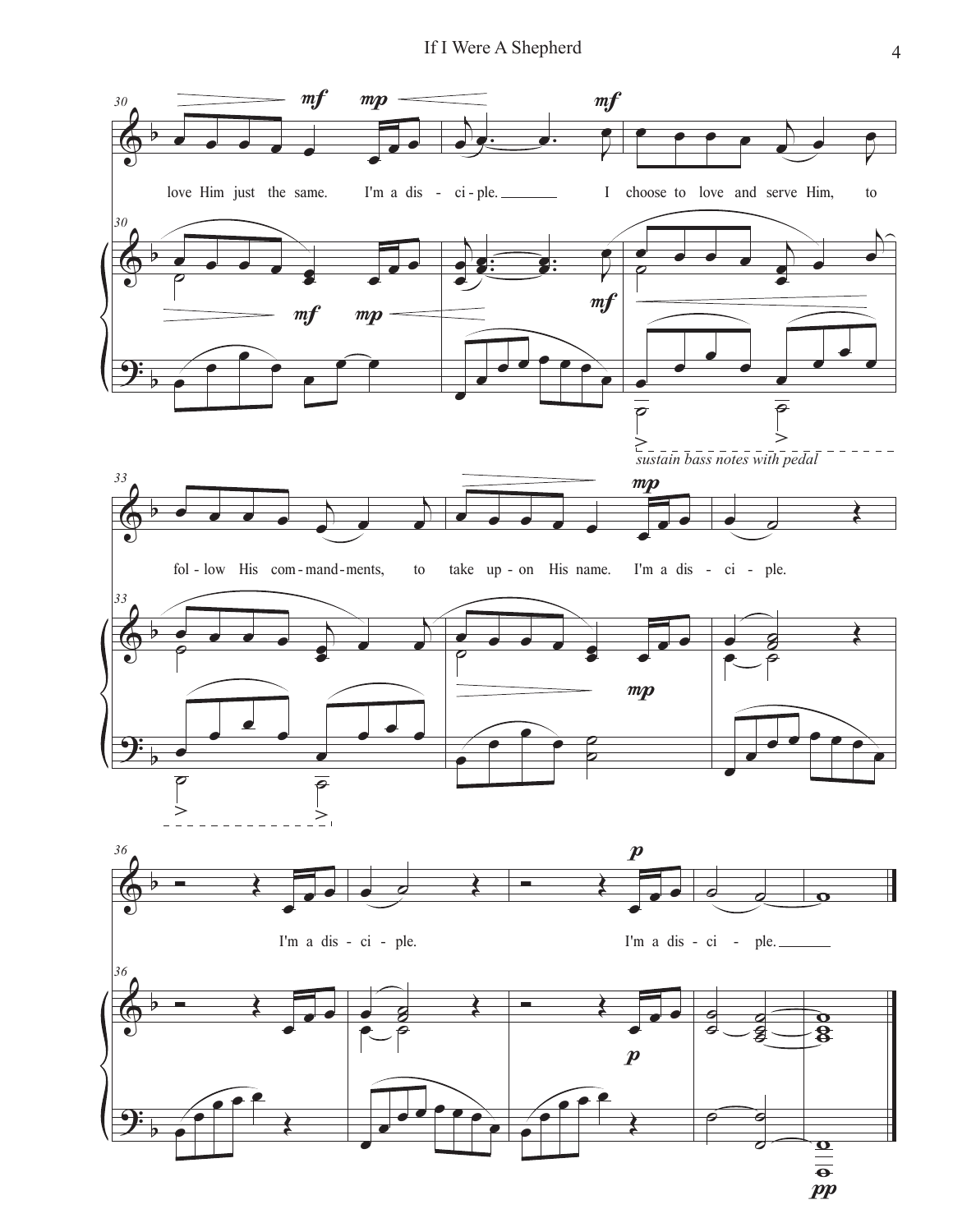love Him just the same. I'm a dis - ci - ple. I choose to love and serve Him, to

*sustain bass notes with pedal*

fol - low His com - mand - ments, to take up - on His name. I'm a dis - ci - ple.

I'm a dis - ci - ple. I'm a dis - ci - ple.